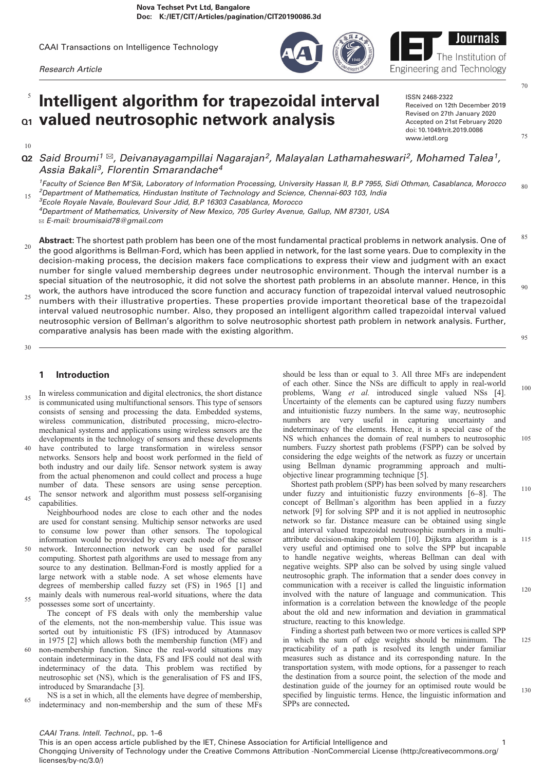CAAI Transactions on Intelligence Technology

*Research Article*

# Intelligent algorithm for trapezoidal interval valued neutrosophic network analysis

ISSN 2468-2322
Received on 12th December 2019
Revised on 27th January 2020
Accepted on 21st February 2020
doi: 10.1049/trit.2019.0086
www.ietdl.org

*Said Broumi*[1] ✉, *Deivanayagampillai Nagarajan*[2], *Malayalan Lathamaheswari*[2], *Mohamed Talea*[1], *Assia Bakali*[3], *Florentin Smarandache*[4]

[1]*Faculty of Science Ben M'Sik, Laboratory of Information Processing, University Hassan II, B.P 7955, Sidi Othman, Casablanca, Morocco*
[2]*Department of Mathematics, Hindustan Institute of Technology and Science, Chennai-603 103, India*
[3]*Ecole Royale Navale, Boulevard Sour Jdid, B.P 16303 Casablanca, Morocco*
[4]*Department of Mathematics, University of New Mexico, 705 Gurley Avenue, Gallup, NM 87301, USA*
✉ *E-mail: broumisaid78@gmail.com*

**Abstract:** The shortest path problem has been one of the most fundamental practical problems in network analysis. One of the good algorithms is Bellman-Ford, which has been applied in network, for the last some years. Due to complexity in the decision-making process, the decision makers face complications to express their view and judgment with an exact number for single valued membership degrees under neutrosophic environment. Though the interval number is a special situation of the neutrosophic, it did not solve the shortest path problems in an absolute manner. Hence, in this work, the authors have introduced the score function and accuracy function of trapezoidal interval valued neutrosophic numbers with their illustrative properties. These properties provide important theoretical base of the trapezoidal interval valued neutrosophic number. Also, they proposed an intelligent algorithm called trapezoidal interval valued neutrosophic version of Bellman's algorithm to solve neutrosophic shortest path problem in network analysis. Further, comparative analysis has been made with the existing algorithm.

## 1 Introduction

In wireless communication and digital electronics, the short distance is communicated using multifunctional sensors. This type of sensors consists of sensing and processing the data. Embedded systems, wireless communication, distributed processing, micro-electro-mechanical systems and applications using wireless sensors are the developments in the technology of sensors and these developments have contributed to large transformation in wireless sensor networks. Sensors help and boost work performed in the field of both industry and our daily life. Sensor network system is away from the actual phenomenon and could collect and process a huge number of data. These sensors are using sense perception. The sensor network and algorithm must possess self-organising capabilities.

Neighbourhood nodes are close to each other and the nodes are used for constant sensing. Multichip sensor networks are used to consume low power than other sensors. The topological information would be provided by every each node of the sensor network. Interconnection network can be used for parallel computing. Shortest path algorithms are used to message from any source to any destination. Bellman-Ford is mostly applied for a large network with a stable node. A set whose elements have degrees of membership called fuzzy set (FS) in 1965 [1] and mainly deals with numerous real-world situations, where the data possesses some sort of uncertainty.

The concept of FS deals with only the membership value of the elements, not the non-membership value. This issue was sorted out by intuitionistic FS (IFS) introduced by Atannasov in 1975 [2] which allows both the membership function (MF) and non-membership function. Since the real-world situations may contain indeterminacy in the data, FS and IFS could not deal with indeterminacy of the data. This problem was rectified by neutrosophic set (NS), which is the generalisation of FS and IFS, introduced by Smarandache [3].

NS is a set in which, all the elements have degree of membership, indeterminacy and non-membership and the sum of these MFs should be less than or equal to 3. All three MFs are independent of each other. Since the NSs are difficult to apply in real-world problems, Wang *et al.* introduced single valued NSs [4]. Uncertainty of the elements can be captured using fuzzy numbers and intuitionistic fuzzy numbers. In the same way, neutrosophic numbers are very useful in capturing uncertainty and indeterminacy of the elements. Hence, it is a special case of the NS which enhances the domain of real numbers to neutrosophic numbers. Fuzzy shortest path problems (FSPP) can be solved by considering the edge weights of the network as fuzzy or uncertain using Bellman dynamic programming approach and multi-objective linear programming technique [5].

Shortest path problem (SPP) has been solved by many researchers under fuzzy and intuitionistic fuzzy environments [6–8]. The concept of Bellman's algorithm has been applied in a fuzzy network [9] for solving SPP and it is not applied in neutrosophic network so far. Distance measure can be obtained using single and interval valued trapezoidal neutrosophic numbers in a multi-attribute decision-making problem [10]. Dijkstra algorithm is a very useful and optimised one to solve the SPP but incapable to handle negative weights, whereas Bellman can deal with negative weights. SPP also can be solved by using single valued neutrosophic graph. The information that a sender does convey in communication with a receiver is called the linguistic information involved with the nature of language and communication. This information is a correlation between the knowledge of the people about the old and new information and deviation in grammatical structure, reacting to this knowledge.

Finding a shortest path between two or more vertices is called SPP in which the sum of edge weights should be minimum. The practicability of a path is resolved its length under familiar measures such as distance and its corresponding nature. In the transportation system, with mode options, for a passenger to reach the destination from a source point, the selection of the mode and destination guide of the journey for an optimised route would be specified by linguistic terms. Hence, the linguistic information and SPPs are connected.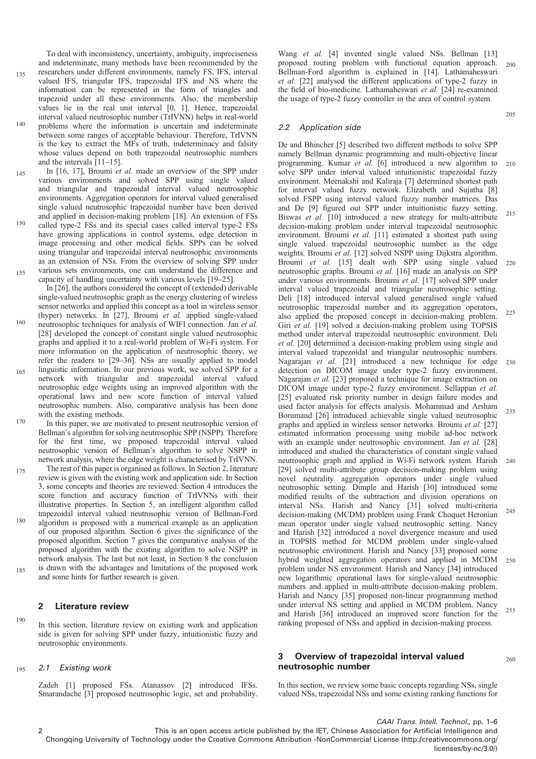To deal with inconsistency, uncertainty, ambiguity, impreciseness and indeterminate, many methods have been recommended by the researchers under different environments, namely FS, IFS, interval valued IFS, triangular IFS, trapezoidal IFS and NS where the information can be represented in the form of triangles and trapezoid under all these environments. Also, the membership values lie in the real unit interval [0, 1]. Hence, trapezoidal interval valued neutrosophic number (TrIVNN) helps in real-world problems where the information is uncertain and indeterminate between some ranges of acceptable behaviour. Therefore, TrIVNN is the key to extract the MFs of truth, indeterminacy and falsity whose values depend on both trapezoidal neutrosophic numbers and the intervals [11–15].

In [16, 17], Broumi *et al.* made an overview of the SPP under various environments and solved SPP using single valued and triangular and trapezoidal interval valued neutrosophic environments. Aggregation operators for interval valued generalised single valued neutrosophic trapezoidal number have been derived and applied in decision-making problem [18]. An extension of FSs called type-2 FSs and its special cases called interval type-2 FSs have growing applications in control systems, edge detection in image processing and other medical fields. SPPs can be solved using triangular and trapezoidal interval neutrosophic environments as an extension of NSs. From the overview of solving SPP under various sets environments, one can understand the difference and capacity of handling uncertainty with various levels [19–25].

In [26], the authors considered the concept of (extended) derivable single-valued neutrosophic graph as the energy clustering of wireless sensor networks and applied this concept as a tool in wireless sensor (hyper) networks. In [27], Broumi *et al.* applied single-valued neutrosophic techniques for analysis of WIFI connection. Jan *et al.* [28] developed the concept of constant single valued neutrosophic graphs and applied it to a real-world problem of Wi-Fi system. For more information on the application of neutrosophic theory, we refer the readers to [29–36]. NSs are usually applied to model linguistic information. In our previous work, we solved SPP for a network with triangular and trapezoidal interval valued neutrosophic edge weights using an improved algorithm with the operational laws and new score function of interval valued neutrosophic numbers. Also, comparative analysis has been done with the existing methods.

In this paper, we are motivated to present neutrosophic version of Bellman's algorithm for solving neutrosophic SPP (NSPP). Therefore for the first time, we proposed trapezoidal interval valued neutrosophic version of Bellman's algorithm to solve NSPP in network analysis, where the edge weight is characterised by TrIVNN.

The rest of this paper is organised as follows. In Section 2, literature review is given with the existing work and application side. In Section 3, some concepts and theories are reviewed. Section 4 introduces the score function and accuracy function of TrIVNNs with their illustrative properties. In Section 5, an intelligent algorithm called trapezoidal interval valued neutrosophic version of Bellman-Ford algorithm is proposed with a numerical example as an application of our proposed algorithm. Section 6 gives the significance of the proposed algorithm. Section 7 gives the comparative analysis of the proposed algorithm with the existing algorithm to solve NSPP in network analysis. The last but not least, in Section 8 the conclusion is drawn with the advantages and limitations of the proposed work and some hints for further research is given.

## 2 Literature review

In this section, literature review on existing work and application side is given for solving SPP under fuzzy, intuitionistic fuzzy and neutrosophic environments.

### 2.1 Existing work

Zadeh [1] proposed FSs. Atanassov [2] introduced IFSs. Smarandache [3] proposed neutrosophic logic, set and probability. Wang *et al.* [4] invented single valued NSs. Bellman [13] proposed routing problem with functional equation approach. Bellman-Ford algorithm is explained in [14]. Lathamaheswari *et al.* [22] analysed the different applications of type-2 fuzzy in the field of bio-medicine. Lathamaheswari *et al.* [24] re-examined the usage of type-2 fuzzy controller in the area of control system.

### 2.2 Application side

De and Bhincher [5] described two different methods to solve SPP namely Bellman dynamic programming and multi-objective linear programming. Kumar *et al.* [6] introduced a new algorithm to solve SPP under interval valued intuitionistic trapezoidal fuzzy environment. Meenakshi and Kaliraja [7] determined shortest path for interval valued fuzzy network. Elizabeth and Sujatha [8] solved FSPP using interval valued fuzzy number matrices. Das and De [9] figured out SPP under intuitionistic fuzzy setting. Biswas *et al.* [10] introduced a new strategy for multi-attribute decision-making problem under interval trapezoidal neutrosophic environment. Broumi *et al.* [11] estimated a shortest path using single valued trapezoidal neutrosophic number as the edge weights. Broumi *et al.* [12] solved NSPP using Dijkstra algorithm. Broumi *et al.* [15] dealt with SPP using single valued neutrosophic graphs. Broumi *et al.* [16] made an analysis on SPP under various environments. Broumi *et al.* [17] solved SPP under interval valued trapezoidal and triangular neutrosophic setting. Deli [18] introduced interval valued generalised single valued neutrosophic trapezoidal number and its aggregation operators, also applied the proposed concept in decision-making problem. Giri *et al.* [19] solved a decision-making problem using TOPSIS method under interval trapezoidal neutrosophic environment. Deli *et al.* [20] determined a decision-making problem using single and interval valued trapezoidal and triangular neutrosophic numbers. Nagarajan *et al.* [21] introduced a new technique for edge detection on DICOM image under type-2 fuzzy environment. Nagarajan *et al.* [23] proposed a technique for image extraction on DICOM image under type-2 fuzzy environment. Sellappan *et al.* [25] evaluated risk priority number in design failure modes and used factor analysis for effects analysis. Mohammad and Arsham Borumand [26] introduced achievable single valued neutrosophic graphs and applied in wireless sensor networks. Broumi *et al.* [27] estimated information processing using mobile ad-hoc network with an example under neutrosophic environment. Jan *et al.* [28] introduced and studied the characteristics of constant single valued neutrosophic graph and applied in Wi-Fi network system. Harish [29] solved multi-attribute group decision-making problem using novel neutrality aggregation operators under single valued neutrosophic setting. Dimple and Harish [30] introduced some modified results of the subtraction and division operations on interval NSs. Harish and Nancy [31] solved multi-criteria decision-making (MCDM) problem using Frank Choquet Heronian mean operator under single valued neutrosophic setting. Nancy and Harish [32] introduced a novel divergence measure and used in TOPSIS method for MCDM problem under single-valued neutrosophic environment. Harish and Nancy [33] proposed some hybrid weighted aggregation operators and applied in MCDM problem under NS environment. Harish and Nancy [34] introduced new logarithmic operational laws for single-valued neutrosophic numbers and applied in multi-attribute decision-making problem. Harish and Nancy [35] proposed non-linear programming method under interval NS setting and applied in MCDM problem. Nancy and Harish [36] introduced an improved score function for the ranking proposed of NSs and applied in decision-making process.

## 3 Overview of trapezoidal interval valued neutrosophic number

In this section, we review some basic concepts regarding NSs, single valued NSs, trapezoidal NSs and some existing ranking functions for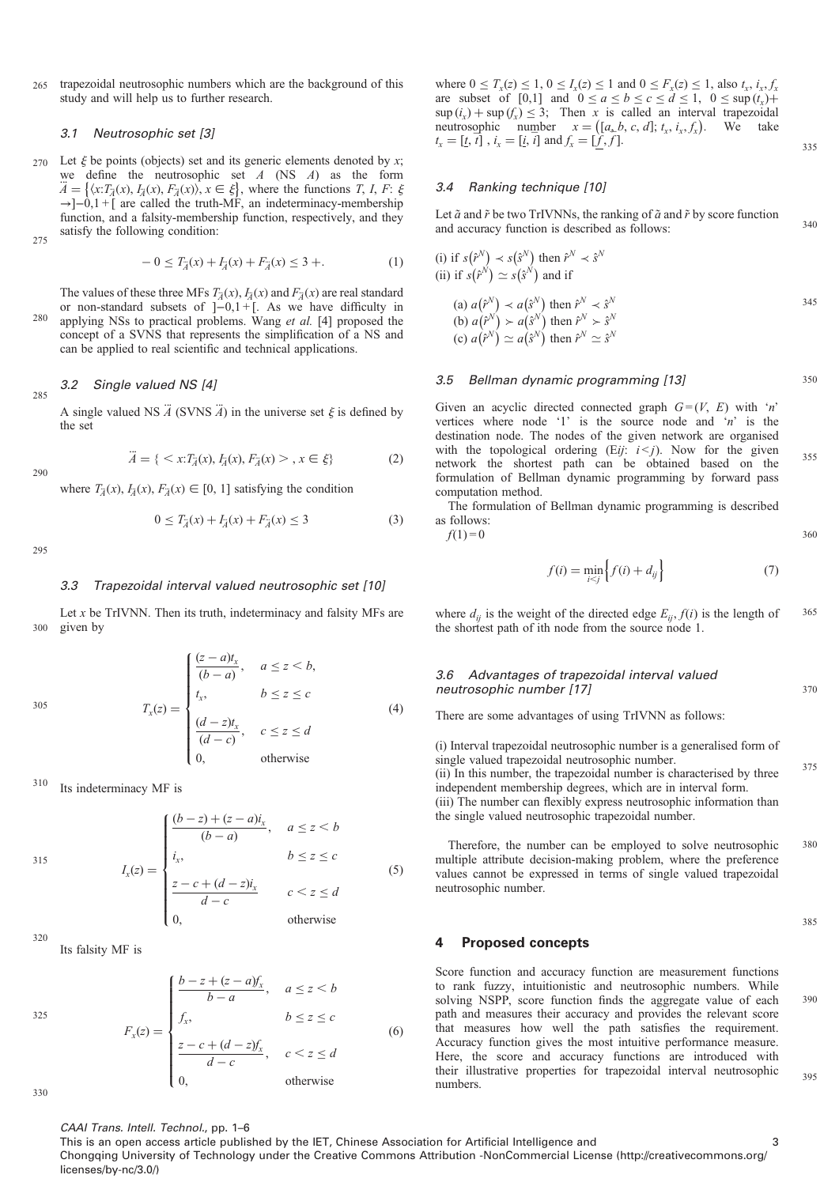trapezoidal neutrosophic numbers which are the background of this study and will help us to further research.

### 3.1 Neutrosophic set [3]

Let $\xi$ be points (objects) set and its generic elements denoted by $x$; we define the neutrosophic set $A$ (NS $A$) as the form $\ddot{A} = \{\langle x{:}T_{\ddot{A}}(x), I_{\ddot{A}}(x), F_{\ddot{A}}(x)\rangle, x \in \xi\}$, where the functions $T$, $I$, $F$: $\xi \to ]{-0},1+[$ are called the truth-MF, an indeterminacy-membership function, and a falsity-membership function, respectively, and they satisfy the following condition:

$$-0 \le T_{\ddot{A}}(x) + I_{\ddot{A}}(x) + F_{\ddot{A}}(x) \le 3+. \tag{1}$$

The values of these three MFs $T_{\ddot{A}}(x)$, $I_{\ddot{A}}(x)$ and $F_{\ddot{A}}(x)$ are real standard or non-standard subsets of $]{-0},1+[$. As we have difficulty in applying NSs to practical problems. Wang *et al.* [4] proposed the concept of a SVNS that represents the simplification of a NS and can be applied to real scientific and technical applications.

### 3.2 Single valued NS [4]

A single valued NS $\ddot{A}$ (SVNS $\ddot{A}$) in the universe set $\xi$ is defined by the set

$$\ddot{A} = \{ < x{:}T_{\ddot{A}}(x), I_{\ddot{A}}(x), F_{\ddot{A}}(x) > , x \in \xi\} \tag{2}$$

where $T_{\ddot{A}}(x), I_{\ddot{A}}(x), F_{\ddot{A}}(x) \in [0, 1]$ satisfying the condition

$$0 \le T_{\ddot{A}}(x) + I_{\ddot{A}}(x) + F_{\ddot{A}}(x) \le 3 \tag{3}$$

### 3.3 Trapezoidal interval valued neutrosophic set [10]

Let $x$ be TrIVNN. Then its truth, indeterminacy and falsity MFs are given by

$$T_x(z) = \begin{cases} \dfrac{(z-a)t_x}{(b-a)}, & a \le z < b, \\ t_x, & b \le z \le c \\ \dfrac{(d-z)t_x}{(d-c)}, & c \le z \le d \\ 0, & \text{otherwise} \end{cases} \tag{4}$$

Its indeterminacy MF is

$$I_x(z) = \begin{cases} \dfrac{(b-z)+(z-a)i_x}{(b-a)}, & a \le z < b \\ i_x, & b \le z \le c \\ \dfrac{z-c+(d-z)i_x}{d-c} & c < z \le d \\ 0, & \text{otherwise} \end{cases} \tag{5}$$

Its falsity MF is

$$F_x(z) = \begin{cases} \dfrac{b-z+(z-a)f_x}{b-a}, & a \le z < b \\ f_x, & b \le z \le c \\ \dfrac{z-c+(d-z)f_x}{d-c}, & c < z \le d \\ 0, & \text{otherwise} \end{cases} \tag{6}$$

where $0 \le T_x(z) \le 1$, $0 \le I_x(z) \le 1$ and $0 \le F_x(z) \le 1$, also $t_x$, $i_x$, $f_x$ are subset of [0,1] and $0 \le a \le b \le c \le d \le 1$, $0 \le \sup(t_x) + \sup(i_x) + \sup(f_x) \le 3$; Then $x$ is called an interval trapezoidal neutrosophic number $x = ([a, b, c, d]; t_x, i_x, f_x)$. We take $t_x = [\underline{t}, \overline{t}]$ , $i_x = [\underline{i}, \overline{i}]$ and $f_x = [\underline{f}, \overline{f}]$.

### 3.4 Ranking technique [10]

Let $\tilde{a}$ and $\tilde{r}$ be two TrIVNNs, the ranking of $\tilde{a}$ and $\tilde{r}$ by score function and accuracy function is described as follows:

(i) if $s(\hat{r}^N) \prec s(\hat{s}^N)$ then $\hat{r}^N \prec \hat{s}^N$
(ii) if $s(\hat{r}^N) \simeq s(\hat{s}^N)$ and if

(a) $a(\hat{r}^N) \prec a(\hat{s}^N)$ then $\hat{r}^N \prec \hat{s}^N$
(b) $a(\hat{r}^N) \succ a(\hat{s}^N)$ then $\hat{r}^N \succ \hat{s}^N$
(c) $a(\hat{r}^N) \simeq a(\hat{s}^N)$ then $\hat{r}^N \simeq \hat{s}^N$

### 3.5 Bellman dynamic programming [13]

Given an acyclic directed connected graph $G=(V, E)$ with '$n$' vertices where node '1' is the source node and '$n$' is the destination node. The nodes of the given network are organised with the topological ordering (E$ij$: $i<j$). Now for the given network the shortest path can be obtained based on the formulation of Bellman dynamic programming by forward pass computation method.

The formulation of Bellman dynamic programming is described as follows:
$f(1)=0$

$$f(i) = \min_{i<j}\left\{f(i) + d_{ij}\right\} \tag{7}$$

where $d_{ij}$ is the weight of the directed edge $E_{ij}$, $f(i)$ is the length of the shortest path of ith node from the source node 1.

### 3.6 Advantages of trapezoidal interval valued neutrosophic number [17]

There are some advantages of using TrIVNN as follows:

(i) Interval trapezoidal neutrosophic number is a generalised form of single valued trapezoidal neutrosophic number.
(ii) In this number, the trapezoidal number is characterised by three independent membership degrees, which are in interval form.
(iii) The number can flexibly express neutrosophic information than the single valued neutrosophic trapezoidal number.

Therefore, the number can be employed to solve neutrosophic multiple attribute decision-making problem, where the preference values cannot be expressed in terms of single valued trapezoidal neutrosophic number.

## 4 Proposed concepts

Score function and accuracy function are measurement functions to rank fuzzy, intuitionistic and neutrosophic numbers. While solving NSPP, score function finds the aggregate value of each path and measures their accuracy and provides the relevant score that measures how well the path satisfies the requirement. Accuracy function gives the most intuitive performance measure. Here, the score and accuracy functions are introduced with their illustrative properties for trapezoidal interval neutrosophic numbers.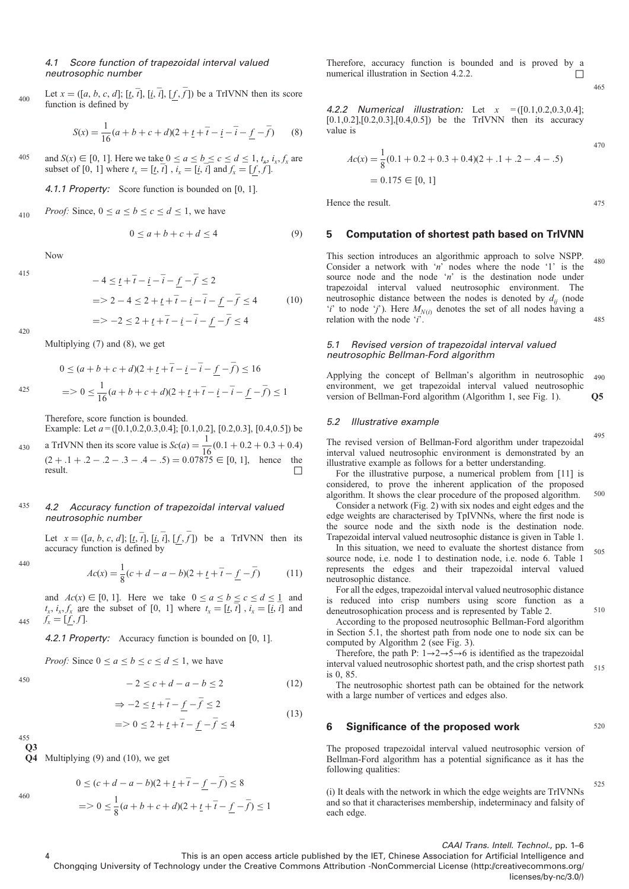### 4.1 Score function of trapezoidal interval valued neutrosophic number

Let $x = ([a, b, c, d]; [\underline{t}, \overline{t}], [\underline{i}, \overline{i}], [\underline{f}, \overline{f}])$ be a TrIVNN then its score function is defined by

$$S(x) = \frac{1}{16}(a+b+c+d)(2+\underline{t}+\overline{t}-\underline{i}-\overline{i}-\underline{f}-\overline{f}) \tag{8}$$

and $S(x) \in [0, 1]$. Here we take $0 \le a \le b \le c \le d \le 1$, $t_x, i_x, f_x$ are subset of [0, 1] where $t_x = [\underline{t}, \overline{t}]$ , $i_x = [\underline{i}, \overline{i}]$ and $f_x = [\underline{f}, \overline{f}]$.

*4.1.1 Property:* Score function is bounded on [0, 1].

*Proof:* Since, $0 \le a \le b \le c \le d \le 1$, we have

$$0 \le a+b+c+d \le 4 \tag{9}$$

Now

$$\begin{aligned} & -4 \le \underline{t}+\overline{t}-\underline{i}-\overline{i}-\underline{f}-\overline{f} \le 2 \\ & => 2-4 \le 2+\underline{t}+\overline{t}-\underline{i}-\overline{i}-\underline{f}-\overline{f} \le 4 \\ & => -2 \le 2+\underline{t}+\overline{t}-\underline{i}-\overline{i}-\underline{f}-\overline{f} \le 4 \end{aligned} \tag{10}$$

Multiplying (7) and (8), we get

$$\begin{aligned} & 0 \le (a+b+c+d)(2+\underline{t}+\overline{t}-\underline{i}-\overline{i}-\underline{f}-\overline{f}) \le 16 \\ & => 0 \le \frac{1}{16}(a+b+c+d)(2+\underline{t}+\overline{t}-\underline{i}-\overline{i}-\underline{f}-\overline{f}) \le 1 \end{aligned}$$

Therefore, score function is bounded.

Example: Let $a$ = ([0.1,0.2,0.3,0.4]; [0.1,0.2], [0.2,0.3], [0.4,0.5]) be a TrIVNN then its score value is $Sc(a) = \frac{1}{16}(0.1+0.2+0.3+0.4)$ $(2+.1+.2-.2-.3-.4-.5) = 0.07875 \in [0, 1]$, hence the result. □

### 4.2 Accuracy function of trapezoidal interval valued neutrosophic number

Let $x = ([a, b, c, d]; [\underline{t}, \overline{t}], [\underline{i}, \overline{i}], [\underline{f}, \overline{f}])$ be a TrIVNN then its accuracy function is defined by

$$Ac(x) = \frac{1}{8}(c+d-a-b)(2+\underline{t}+\overline{t}-\underline{f}-\overline{f}) \tag{11}$$

and $Ac(x) \in [0, 1]$. Here we take $0 \le a \le b \le c \le d \le 1$ and $t_x, i_x, f_x$ are the subset of [0, 1] where $t_x = [\underline{t}, \overline{t}]$ , $i_x = [\underline{i}, \overline{i}]$ and $f_x = [\underline{f}, \overline{f}]$.

*4.2.1 Property:* Accuracy function is bounded on [0, 1].

*Proof:* Since $0 \le a \le b \le c \le d \le 1$, we have

$$-2 \le c+d-a-b \le 2 \tag{12}$$

$$\begin{aligned} & \Rightarrow -2 \le \underline{t}+\overline{t}-\underline{f}-\overline{f} \le 2 \\ & => 0 \le 2+\underline{t}+\overline{t}-\underline{f}-\overline{f} \le 4 \end{aligned} \tag{13}$$

Multiplying (9) and (10), we get

$$\begin{aligned} & 0 \le (c+d-a-b)(2+\underline{t}+\overline{t}-\underline{f}-\overline{f}) \le 8 \\ & => 0 \le \frac{1}{8}(a+b+c+d)(2+\underline{t}+\overline{t}-\underline{f}-\overline{f}) \le 1 \end{aligned}$$

Therefore, accuracy function is bounded and is proved by a numerical illustration in Section 4.2.2. □

*4.2.2 Numerical illustration:* Let $x$ = ([0.1,0.2,0.3,0.4]; [0.1,0.2],[0.2,0.3],[0.4,0.5]) be the TrIVNN then its accuracy value is

$$\begin{aligned} Ac(x) &= \frac{1}{8}(0.1+0.2+0.3+0.4)(2+.1+.2-.4-.5) \\ &= 0.175 \in [0, 1] \end{aligned}$$

Hence the result.

## 5 Computation of shortest path based on TrIVNN

This section introduces an algorithmic approach to solve NSPP. Consider a network with '$n$' nodes where the node '1' is the source node and the node '$n$' is the destination node under trapezoidal interval valued neutrosophic environment. The neutrosophic distance between the nodes is denoted by $d_{ij}$ (node '$i$' to node '$j$'). Here $M_{N(i)}$ denotes the set of all nodes having a relation with the node '$i$'.

### 5.1 Revised version of trapezoidal interval valued neutrosophic Bellman-Ford algorithm

Applying the concept of Bellman's algorithm in neutrosophic environment, we get trapezoidal interval valued neutrosophic version of Bellman-Ford algorithm (Algorithm 1, see Fig. 1).

### 5.2 Illustrative example

The revised version of Bellman-Ford algorithm under trapezoidal interval valued neutrosophic environment is demonstrated by an illustrative example as follows for a better understanding.

For the illustrative purpose, a numerical problem from [11] is considered, to prove the inherent application of the proposed algorithm. It shows the clear procedure of the proposed algorithm.

Consider a network (Fig. 2) with six nodes and eight edges and the edge weights are characterised by TpIVNNs, where the first node is the source node and the sixth node is the destination node. Trapezoidal interval valued neutrosophic distance is given in Table 1.

In this situation, we need to evaluate the shortest distance from source node, i.e. node 1 to destination node, i.e. node 6. Table 1 represents the edges and their trapezoidal interval valued neutrosophic distance.

For all the edges, trapezoidal interval valued neutrosophic distance is reduced into crisp numbers using score function as a deneutrosophication process and is represented by Table 2.

According to the proposed neutrosophic Bellman-Ford algorithm in Section 5.1, the shortest path from node one to node six can be computed by Algorithm 2 (see Fig. 3).

Therefore, the path P: 1→2→5→6 is identified as the trapezoidal interval valued neutrosophic shortest path, and the crisp shortest path is 0, 85.

The neutrosophic shortest path can be obtained for the network with a large number of vertices and edges also.

## 6 Significance of the proposed work

The proposed trapezoidal interval valued neutrosophic version of Bellman-Ford algorithm has a potential significance as it has the following qualities:

(i) It deals with the network in which the edge weights are TrIVNNs and so that it characterises membership, indeterminacy and falsity of each edge.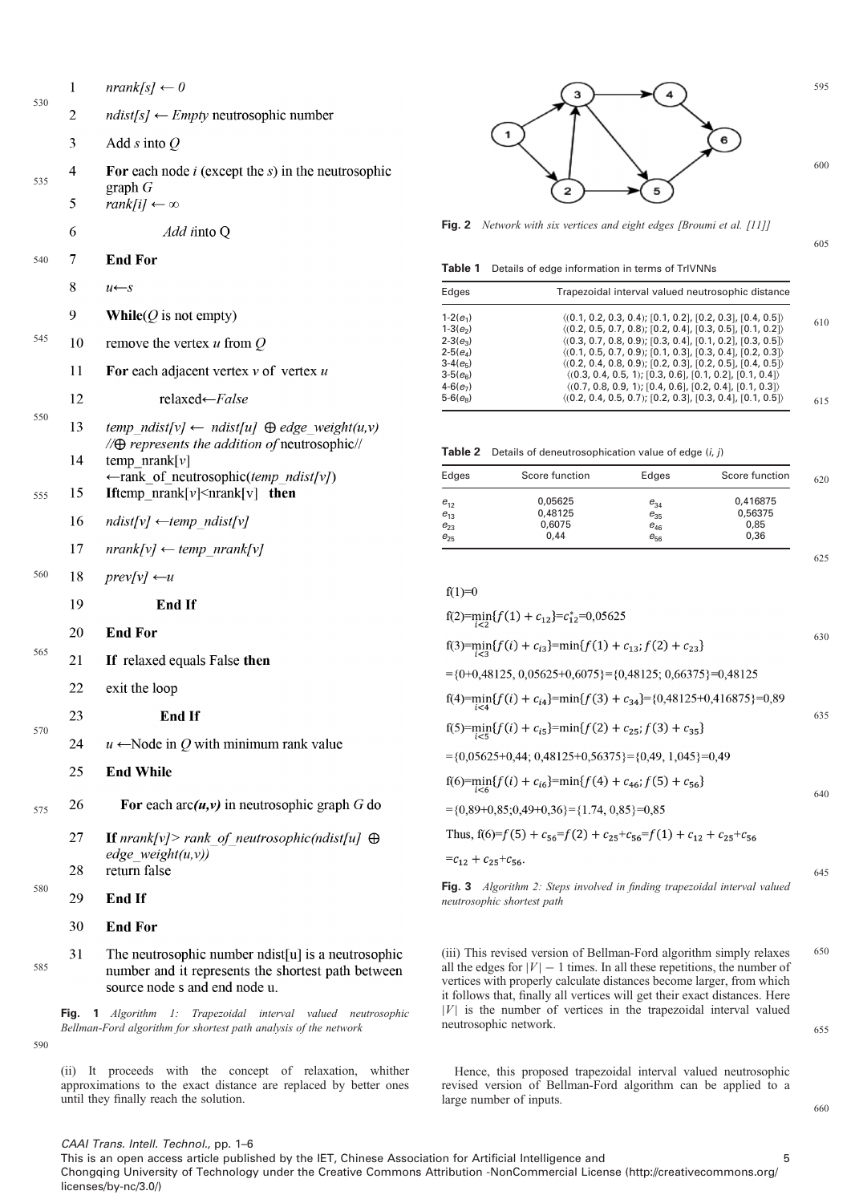```
1   nrank[s] ← 0
2   ndist[s] ← Empty neutrosophic number
3   Add s into Q
4   For each node i (except the s) in the neutrosophic graph G
5   rank[i] ← ∞
6       Add i into Q
7   End For
8   u←s
9   While(Q is not empty)
10  remove the vertex u from Q
11  For each adjacent vertex v of vertex u
12      relaxed←False
13  temp_ndist[v] ← ndist[u] ⊕ edge_weight(u,v)
    //⊕ represents the addition of neutrosophic//
14  temp_nrank[v]
    ←rank_of_neutrosophic(temp_ndist[v])
15  If temp_nrank[v]<nrank[v] then
16  ndist[v] ←temp_ndist[v]
17  nrank[v] ← temp_nrank[v]
18  prev[v] ←u
19      End If
20  End For
21  If relaxed equals False then
22  exit the loop
23      End If
24  u ←Node in Q with minimum rank value
25  End While
26  For each arc(u,v) in neutrosophic graph G do
27  If nrank[v]> rank_of_neutrosophic(ndist[u] ⊕
    edge_weight(u,v))
28  return false
29  End If
30  End For
31  The neutrosophic number ndist[u] is a neutrosophic
    number and it represents the shortest path between
    source node s and end node u.
```

**Fig. 1** *Algorithm 1: Trapezoidal interval valued neutrosophic Bellman-Ford algorithm for shortest path analysis of the network*

(ii) It proceeds with the concept of relaxation, whither approximations to the exact distance are replaced by better ones until they finally reach the solution.

(iii) This revised version of Bellman-Ford algorithm simply relaxes all the edges for $|V| - 1$ times. In all these repetitions, the number of vertices with properly calculate distances become larger, from which it follows that, finally all vertices will get their exact distances. Here $|V|$ is the number of vertices in the trapezoidal interval valued neutrosophic network.

Hence, this proposed trapezoidal interval valued neutrosophic revised version of Bellman-Ford algorithm can be applied to a large number of inputs.

**Fig. 2** *Network with six vertices and eight edges [Broumi et al. [11]]*

**Table 1** Details of edge information in terms of TrIVNNs

| Edges | Trapezoidal interval valued neutrosophic distance |
|---|---|
| 1-2($e_1$) | ⟨(0.1, 0.2, 0.3, 0.4); [0.1, 0.2], [0.2, 0.3], [0.4, 0.5]⟩ |
| 1-3($e_2$) | ⟨(0.2, 0.5, 0.7, 0.8); [0.2, 0.4], [0.3, 0.5], [0.1, 0.2]⟩ |
| 2-3($e_3$) | ⟨(0.3, 0.7, 0.8, 0.9); [0.3, 0.4], [0.1, 0.2], [0.3, 0.5]⟩ |
| 2-5($e_4$) | ⟨(0.1, 0.5, 0.7, 0.9); [0.1, 0.3], [0.3, 0.4], [0.2, 0.3]⟩ |
| 3-4($e_5$) | ⟨(0.2, 0.4, 0.8, 0.9); [0.2, 0.3], [0.2, 0.5], [0.4, 0.5]⟩ |
| 3-5($e_6$) | ⟨(0.3, 0.4, 0.5, 1); [0.3, 0.6], [0.1, 0.2], [0.1, 0.4]⟩ |
| 4-6($e_7$) | ⟨(0.7, 0.8, 0.9, 1); [0.4, 0.6], [0.2, 0.4], [0.1, 0.3]⟩ |
| 5-6($e_8$) | ⟨(0.2, 0.4, 0.5, 0.7); [0.2, 0.3], [0.3, 0.4], [0.1, 0.5]⟩ |

**Table 2** Details of deneutrosophication value of edge (*i*, *j*)

| Edges | Score function | Edges | Score function |
|---|---|---|---|
| $e_{12}$ | 0,05625 | $e_{34}$ | 0,416875 |
| $e_{13}$ | 0,48125 | $e_{35}$ | 0,56375 |
| $e_{23}$ | 0,6075 | $e_{46}$ | 0,85 |
| $e_{25}$ | 0,44 | $e_{56}$ | 0,36 |

f(1)=0

$f(2)=\min_{i<2}\{f(1)+c_{12}\}=c_{12}^{*}=0{,}05625$

$f(3)=\min_{i<3}\{f(i)+c_{i3}\}=\min\{f(1)+c_{13};f(2)+c_{23}\}$

$=\{0+0{,}48125,\ 0{,}05625+0{,}6075\}=\{0{,}48125;\ 0{,}66375\}=0{,}48125$

$f(4)=\min_{i<4}\{f(i)+c_{i4}\}=\min\{f(3)+c_{34}\}=\{0{,}48125+0{,}416875\}=0{,}89$

$f(5)=\min_{i<5}\{f(i)+c_{i5}\}=\min\{f(2)+c_{25};f(3)+c_{35}\}$

$=\{0{,}05625+0{,}44;\ 0{,}48125+0{,}56375\}=\{0{,}49,\ 1{,}045\}=0{,}49$

$f(6)=\min_{i<6}\{f(i)+c_{i6}\}=\min\{f(4)+c_{46};f(5)+c_{56}\}$

$=\{0{,}89+0{,}85;0{,}49+0{,}36\}=\{1.74,\ 0{,}85\}=0{,}85$

Thus, $f(6)=f(5)+c_{56}=f(2)+c_{25}+c_{56}=f(1)+c_{12}+c_{25}+c_{56}$

$=c_{12}+c_{25}+c_{56}$.

**Fig. 3** *Algorithm 2: Steps involved in finding trapezoidal interval valued neutrosophic shortest path*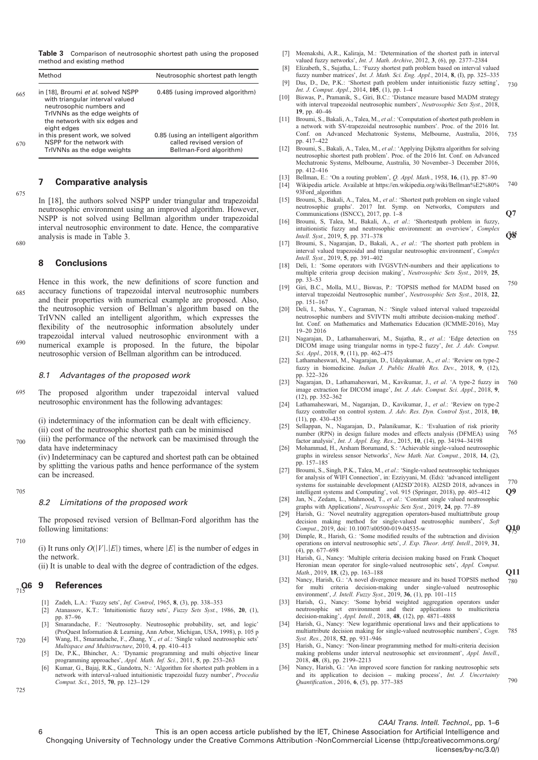**Table 3** Comparison of neutrosophic shortest path using the proposed method and existing method

| Method | Neutrosophic shortest path length |
|---|---|
| in [18], Broumi *et al.* solved NSPP with triangular interval valued neutrosophic numbers and TrIVNNs as the edge weights of the network with six edges and eight edges | 0.485 (using improved algorithm) |
| in this present work, we solved NSPP for the network with TrIVNNs as the edge weights | 0.85 (using an intelligent algorithm called revised version of Bellman-Ford algorithm) |

## 7 Comparative analysis

In [18], the authors solved NSPP under triangular and trapezoidal neutrosophic environment using an improved algorithm. However, NSPP is not solved using Bellman algorithm under trapezoidal interval neutrosophic environment to date. Hence, the comparative analysis is made in Table 3.

## 8 Conclusions

Hence in this work, the new definitions of score function and accuracy functions of trapezoidal interval neutrosophic numbers and their properties with numerical example are proposed. Also, the neutrosophic version of Bellman's algorithm based on the TrIVNN called an intelligent algorithm, which expresses the flexibility of the neutrosophic information absolutely under trapezoidal interval valued neutrosophic environment with a numerical example is proposed. In the future, the bipolar neutrosophic version of Bellman algorithm can be introduced.

### 8.1 Advantages of the proposed work

The proposed algorithm under trapezoidal interval valued neutrosophic environment has the following advantages:

(i) indeterminacy of the information can be dealt with efficiency.
(ii) cost of the neutrosophic shortest path can be minimised
(iii) the performance of the network can be maximised through the data have indeterminacy
(iv) Indeterminacy can be captured and shortest path can be obtained by splitting the various paths and hence performance of the system can be increased.

### 8.2 Limitations of the proposed work

The proposed revised version of Bellman-Ford algorithm has the following limitations:

(i) It runs only $O(|V|.|E|)$ times, where $|E|$ is the number of edges in the network.
(ii) It is unable to deal with the degree of contradiction of the edges.

## 9 References

[1] Zadeh, L.A.: 'Fuzzy sets', *Inf. Control*, 1965, **8**, (3), pp. 338–353
[2] Atanassov, K.T.: 'Intuitionistic fuzzy sets', *Fuzzy Sets Syst.*, 1986, **20**, (1), pp. 87–96
[3] Smarandache, F.: 'Neutrosophy. Neutrosophic probability, set, and logic' (ProQuest Information & Learning, Ann Arbor, Michigan, USA, 1998), p. 105 p
[4] Wang, H., Smarandache, F., Zhang, Y., *et al.*: 'Single valued neutrosophic sets' *Multispace and Multistructure*, 2010, **4**, pp. 410–413
[5] De, P.K., Bhincher, A.: 'Dynamic programming and multi objective linear programming approaches', *Appl. Math. Inf. Sci.*, 2011, **5**, pp. 253–263
[6] Kumar, G., Bajaj, R.K., Gandotra, N.: 'Algorithm for shortest path problem in a network with interval-valued intuitionistic trapezoidal fuzzy number', *Procedia Comput. Sci.*, 2015, **70**, pp. 123–129
[7] Meenakshi, A.R., Kaliraja, M.: 'Determination of the shortest path in interval valued fuzzy networks', *Int. J. Math. Archive*, 2012, **3**, (6), pp. 2377–2384
[8] Elizabeth, S., Sujatha, L.: 'Fuzzy shortest path problem based on interval valued fuzzy number matrices', *Int. J. Math. Sci. Eng. Appl.*, 2014, **8**, (I), pp. 325–335
[9] Das, D., De, P.K.: 'Shortest path problem under intuitionistic fuzzy setting', *Int. J. Comput. Appl.*, 2014, **105**, (1), pp. 1–4
[10] Biswas, P., Pramanik, S., Giri, B.C.: 'Distance measure based MADM strategy with interval trapezoidal neutrosophic numbers', *Neutrosophic Sets Syst.*, 2018, **19**, pp. 40–46
[11] Broumi, S., Bakali, A., Talea, M., *et al.*: 'Computation of shortest path problem in a network with SV-trapezoidal neutrosophic numbers'. Proc. of the 2016 Int. Conf. on Advanced Mechatronic Systems, Melbourne, Australia, 2016, pp. 417–422
[12] Broumi, S., Bakali, A., Talea, M., *et al.*: 'Applying Dijkstra algorithm for solving neutrosophic shortest path problem'. Proc. of the 2016 Int. Conf. on Advanced Mechatronic Systems, Melbourne, Australia, 30 November–3 December 2016, pp. 412–416
[13] Bellman, E.: 'On a routing problem', *Q. Appl. Math.*, 1958, **16**, (1), pp. 87–90
[14] Wikipedia article. Available at https://en.wikipedia.org/wiki/Bellman%E2%80%93Ford_algorithm
[15] Broumi, S., Bakali, A., Talea, M., *et al.*: 'Shortest path problem on single valued neutrosophic graphs'. 2017 Int. Symp. on Networks, Computers and Communications (ISNCC), 2017, pp. 1–8
[16] Broumi, S, Talea, M., Bakali, A., *et al.*: 'Shortestpath problem in fuzzy, intuitionistic fuzzy and neutrosophic environment: an overview', *Complex Intell. Syst.*, 2019, **5**, pp. 371–378
[17] Broumi, S., Nagarajan, D., Bakali, A., *et al.*: 'The shortest path problem in interval valued trapezoidal and triangular neutrosophic environment', *Complex Intell. Syst.*, 2019, **5**, pp. 391–402
[18] Deli, I.: 'Some operators with IVGSVTrN-numbers and their applications to multiple criteria group decision making', *Neutrosophic Sets Syst.*, 2019, **25**, pp. 33–53
[19] Giri, B.C., Molla, M.U., Biswas, P.: 'TOPSIS method for MADM based on interval trapezoidal Neutrosophic number', *Neutrosophic Sets Syst.*, 2018, **22**, pp. 151–167
[20] Deli, I., Subas, Y., Cagraman, N.: 'Single valued interval valued trapezoidal neutrosophic numbers and SVIVTN multi attribute decision-making method'. Int. Conf. on Mathematics and Mathematics Education (ICMME-2016), May 19–20 2016
[21] Nagarajan, D., Lathamaheswari, M., Sujatha, R., *et al.*: 'Edge detection on DICOM image using triangular norms in type-2 fuzzy', *Int. J. Adv. Comput. Sci. Appl.*, 2018, **9**, (11), pp. 462–475
[22] Lathamaheswari, M., Nagarajan, D., Udayakumar, A., *et al.*: 'Review on type-2 fuzzy in biomedicine. *Indian J. Public Health Res. Dev.*, 2018, **9**, (12), pp. 322–326
[23] Nagarajan, D., Lathamaheswari, M., Kavikumar, J., *et al.* 'A type-2 fuzzy in image extraction for DICOM image', *Int. J. Adv. Comput. Sci. Appl.*, 2018, **9**, (12), pp. 352–362
[24] Lathamaheswari, M., Nagarajan, D., Kavikumar, J., *et al.*: 'Review on type-2 fuzzy controller on control system. *J. Adv. Res. Dyn. Control Syst.*, 2018, **10**, (11), pp. 430–435
[25] Sellappan, N., Nagarajan, D., Palanikumar, K.: 'Evaluation of risk priority number (RPN) in design failure modes and effects analysis (DFMEA) using factor analysis', *Int. J. Appl. Eng. Res.*, 2015, **10**, (14), pp. 34194–34198
[26] Mohammad, H., Arsham Borumand, S.: 'Achievable single-valued neutrosophic graphs in wireless sensor Networks', *New Math. Nat. Comput.*, 2018, **14**, (2), pp. 157–185
[27] Broumi, S., Singh, P.K., Talea, M., *et al.*: 'Single-valued neutrosophic techniques for analysis of WIFI Connection', in: Ezziyyani, M. (Eds): 'advanced intelligent systems for sustainable development (AI2SD'2018). AI2SD 2018, advances in intelligent systems and Computing', vol. 915 (Springer, 2018), pp. 405–412
[28] Jan, N., Zedam, L., Mahmood, T., *et al.*: 'Constant single valued neutrosophic graphs with Applications', *Neutrosophic Sets Syst.*, 2019, **24**, pp. 77–89
[29] Harish, G.: 'Novel neutrality aggregation operators-based multiattribute group decision making method for single-valued neutrosophic numbers', *Soft Comput.*, 2019, doi: 10.1007/s00500-019-04535-w
[30] Dimple, R., Harish, G.: 'Some modified results of the subtraction and division operations on interval neutrosophic sets', *J. Exp. Theor. Artif. Intell.*, 2019, **31**, (4), pp. 677–698
[31] Harish, G., Nancy: 'Multiple criteria decision making based on Frank Choquet Heronian mean operator for single-valued neutrosophic sets', *Appl. Comput. Math.*, 2019, **18**, (2), pp. 163–188
[32] Nancy, Harish, G.: 'A novel divergence measure and its based TOPSIS method for multi criteria decision-making under single-valued neutrosophic environment', *J. Intell. Fuzzy Syst.*, 2019, **36**, (1), pp. 101–115
[33] Harish, G., Nancy: 'Some hybrid weighted aggregation operators under neutrosophic set environment and their applications to multicriteria decision-making', *Appl. Intell.*, 2018, **48**, (12), pp. 4871–4888
[34] Harish, G., Nancy: 'New logarithmic operational laws and their applications to multiattribute decision making for single-valued neutrosophic numbers', *Cogn. Syst. Res.*, 2018, **52**, pp. 931–946
[35] Harish, G., Nancy: 'Non-linear programming method for multi-criteria decision making problems under interval neutrosophic set environment', *Appl. Intell.*, 2018, **48**, (8), pp. 2199–2213
[36] Nancy, Harish, G.: 'An improved score function for ranking neutrosophic sets and its application to decision – making process', *Int. J. Uncertainty Quantification.*, 2016, **6**, (5), pp. 377–385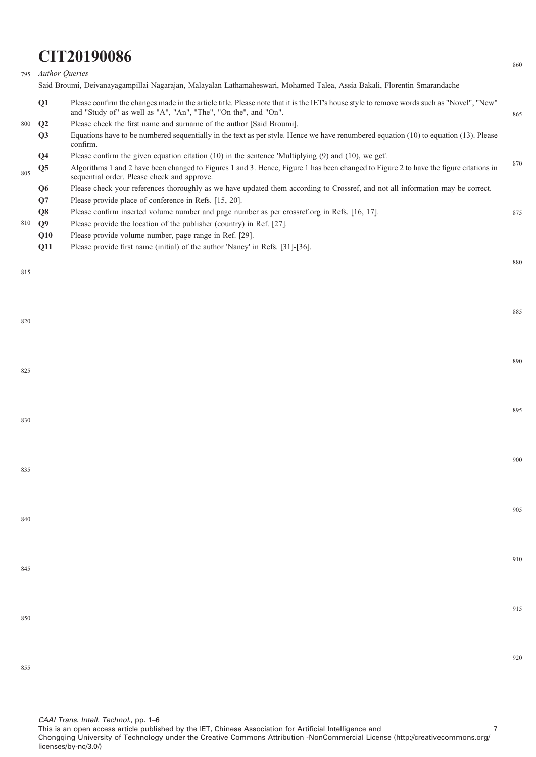# CIT20190086

*Author Queries*

Said Broumi, Deivanayagampillai Nagarajan, Malayalan Lathamaheswari, Mohamed Talea, Assia Bakali, Florentin Smarandache

**Q1** Please confirm the changes made in the article title. Please note that it is the IET's house style to remove words such as "Novel", "New" and "Study of" as well as "A", "An", "The", "On the", and "On".

**Q2** Please check the first name and surname of the author [Said Broumi].

**Q3** Equations have to be numbered sequentially in the text as per style. Hence we have renumbered equation (10) to equation (13). Please confirm.

**Q4** Please confirm the given equation citation (10) in the sentence 'Multiplying (9) and (10), we get'.

**Q5** Algorithms 1 and 2 have been changed to Figures 1 and 3. Hence, Figure 1 has been changed to Figure 2 to have the figure citations in sequential order. Please check and approve.

**Q6** Please check your references thoroughly as we have updated them according to Crossref, and not all information may be correct.

**Q7** Please provide place of conference in Refs. [15, 20].

**Q8** Please confirm inserted volume number and page number as per crossref.org in Refs. [16, 17].

**Q9** Please provide the location of the publisher (country) in Ref. [27].

**Q10** Please provide volume number, page range in Ref. [29].

**Q11** Please provide first name (initial) of the author 'Nancy' in Refs. [31]-[36].

This is an open access article published by the IET, Chinese Association for Artificial Intelligence and Chongqing University of Technology under the Creative Commons Attribution -NonCommercial License (http://creativecommons.org/licenses/by-nc/3.0/)